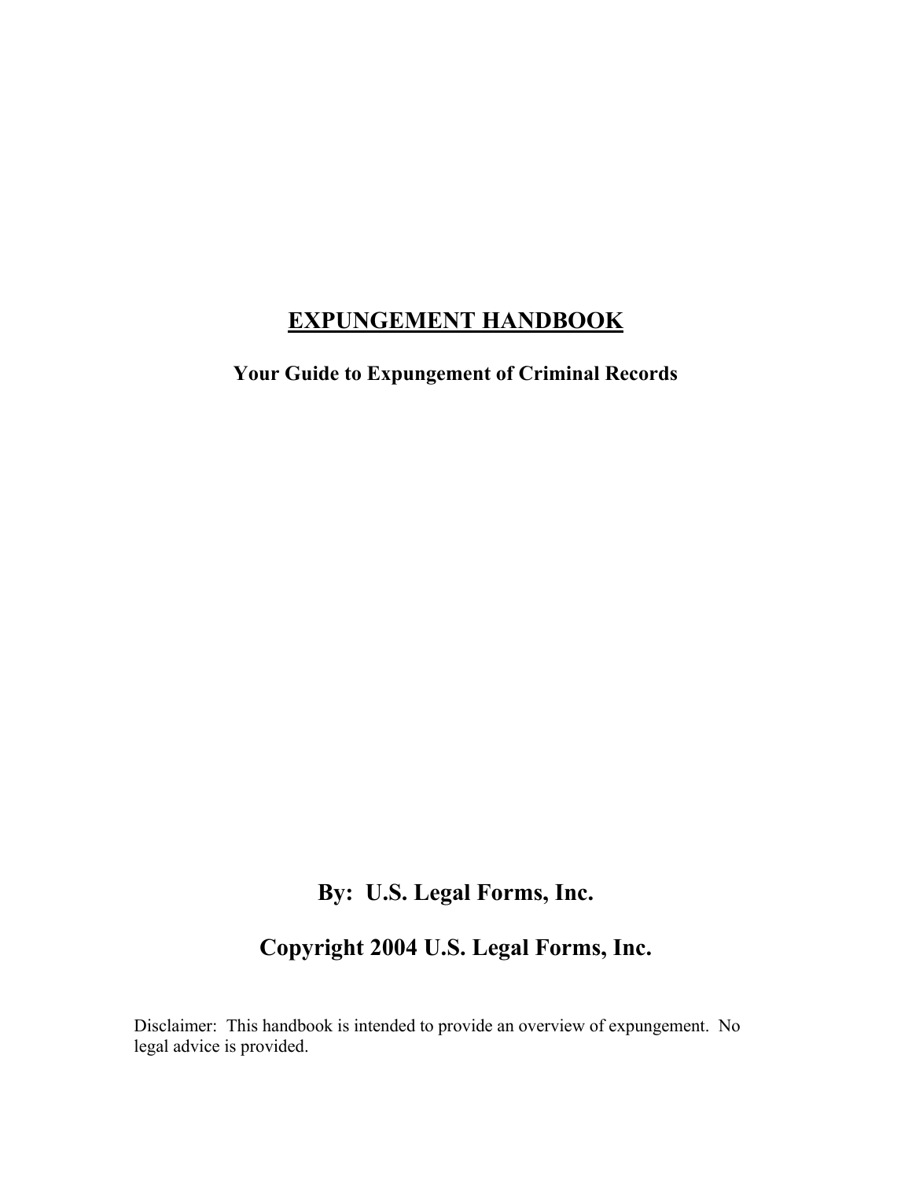# EXPUNGEMENT HANDBOOK

**Your Guide to Expungement of Criminal Records**

**By: U.S. Legal Forms, Inc.**

**Copyright 2004 U.S. Legal Forms, Inc.**

Disclaimer: This handbook is intended to provide an overview of expungement. No legal advice is provided.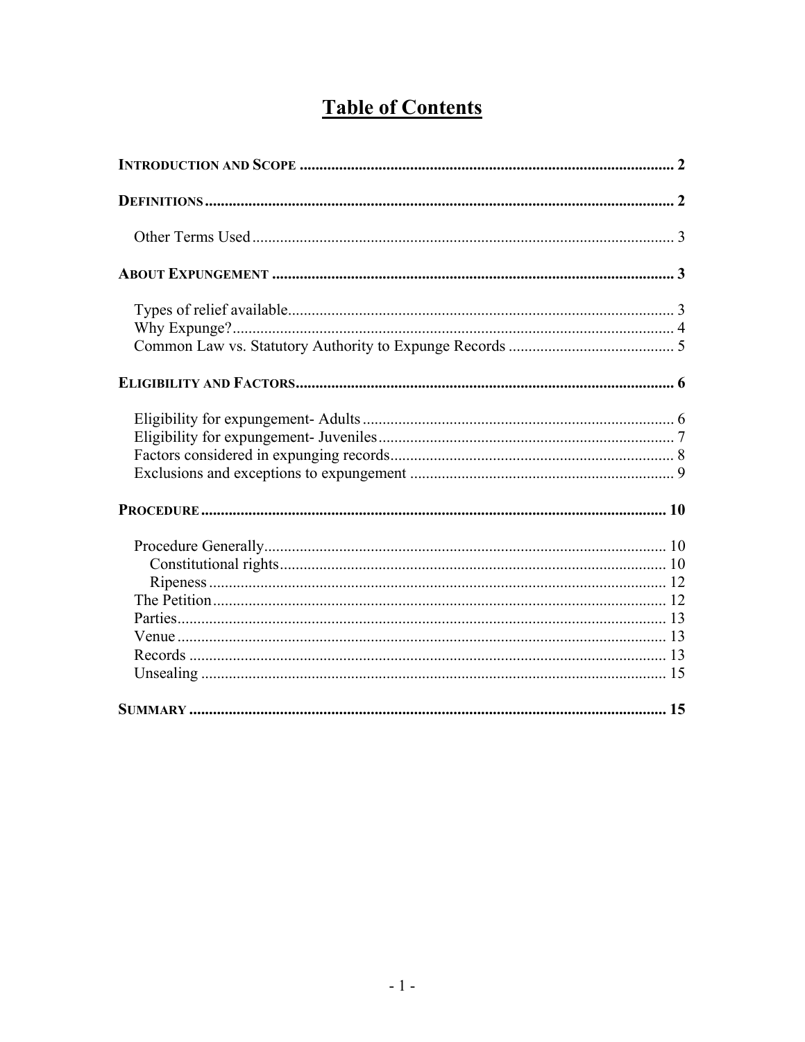# Table of Contents

**INTRODUCTION AND SCOPE** .......... 2

**DEFINITIONS** .......... 2

- Other Terms Used .......... 3

**ABOUT EXPUNGEMENT** .......... 3

- Types of relief available .......... 3
- Why Expunge? .......... 4
- Common Law vs. Statutory Authority to Expunge Records .......... 5

**ELIGIBILITY AND FACTORS** .......... 6

- Eligibility for expungement- Adults .......... 6
- Eligibility for expungement- Juveniles .......... 7
- Factors considered in expunging records .......... 8
- Exclusions and exceptions to expungement .......... 9

**PROCEDURE** .......... 10

- Procedure Generally .......... 10
  - Constitutional rights .......... 10
  - Ripeness .......... 12
- The Petition .......... 12
- Parties .......... 13
- Venue .......... 13
- Records .......... 13
- Unsealing .......... 15

**SUMMARY** .......... 15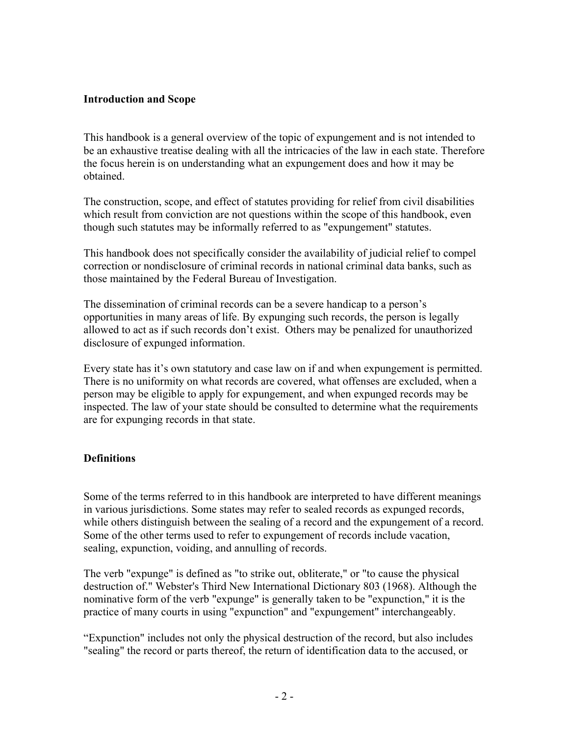## Introduction and Scope

This handbook is a general overview of the topic of expungement and is not intended to be an exhaustive treatise dealing with all the intricacies of the law in each state. Therefore the focus herein is on understanding what an expungement does and how it may be obtained.

The construction, scope, and effect of statutes providing for relief from civil disabilities which result from conviction are not questions within the scope of this handbook, even though such statutes may be informally referred to as "expungement" statutes.

This handbook does not specifically consider the availability of judicial relief to compel correction or nondisclosure of criminal records in national criminal data banks, such as those maintained by the Federal Bureau of Investigation.

The dissemination of criminal records can be a severe handicap to a person's opportunities in many areas of life. By expunging such records, the person is legally allowed to act as if such records don't exist. Others may be penalized for unauthorized disclosure of expunged information.

Every state has it's own statutory and case law on if and when expungement is permitted. There is no uniformity on what records are covered, what offenses are excluded, when a person may be eligible to apply for expungement, and when expunged records may be inspected. The law of your state should be consulted to determine what the requirements are for expunging records in that state.

## Definitions

Some of the terms referred to in this handbook are interpreted to have different meanings in various jurisdictions. Some states may refer to sealed records as expunged records, while others distinguish between the sealing of a record and the expungement of a record. Some of the other terms used to refer to expungement of records include vacation, sealing, expunction, voiding, and annulling of records.

The verb "expunge" is defined as "to strike out, obliterate," or "to cause the physical destruction of." Webster's Third New International Dictionary 803 (1968). Although the nominative form of the verb "expunge" is generally taken to be "expunction," it is the practice of many courts in using "expunction" and "expungement" interchangeably.

"Expunction" includes not only the physical destruction of the record, but also includes "sealing" the record or parts thereof, the return of identification data to the accused, or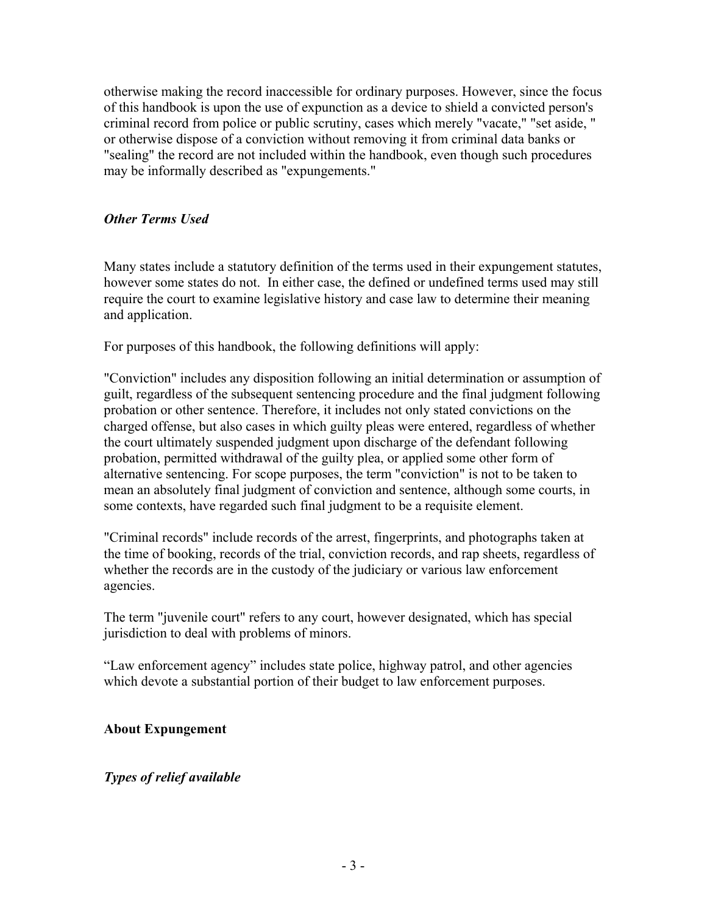otherwise making the record inaccessible for ordinary purposes. However, since the focus of this handbook is upon the use of expunction as a device to shield a convicted person's criminal record from police or public scrutiny, cases which merely "vacate," "set aside, " or otherwise dispose of a conviction without removing it from criminal data banks or "sealing" the record are not included within the handbook, even though such procedures may be informally described as "expungements."

### *Other Terms Used*

Many states include a statutory definition of the terms used in their expungement statutes, however some states do not. In either case, the defined or undefined terms used may still require the court to examine legislative history and case law to determine their meaning and application.

For purposes of this handbook, the following definitions will apply:

"Conviction" includes any disposition following an initial determination or assumption of guilt, regardless of the subsequent sentencing procedure and the final judgment following probation or other sentence. Therefore, it includes not only stated convictions on the charged offense, but also cases in which guilty pleas were entered, regardless of whether the court ultimately suspended judgment upon discharge of the defendant following probation, permitted withdrawal of the guilty plea, or applied some other form of alternative sentencing. For scope purposes, the term "conviction" is not to be taken to mean an absolutely final judgment of conviction and sentence, although some courts, in some contexts, have regarded such final judgment to be a requisite element.

"Criminal records" include records of the arrest, fingerprints, and photographs taken at the time of booking, records of the trial, conviction records, and rap sheets, regardless of whether the records are in the custody of the judiciary or various law enforcement agencies.

The term "juvenile court" refers to any court, however designated, which has special jurisdiction to deal with problems of minors.

"Law enforcement agency" includes state police, highway patrol, and other agencies which devote a substantial portion of their budget to law enforcement purposes.

## About Expungement

### *Types of relief available*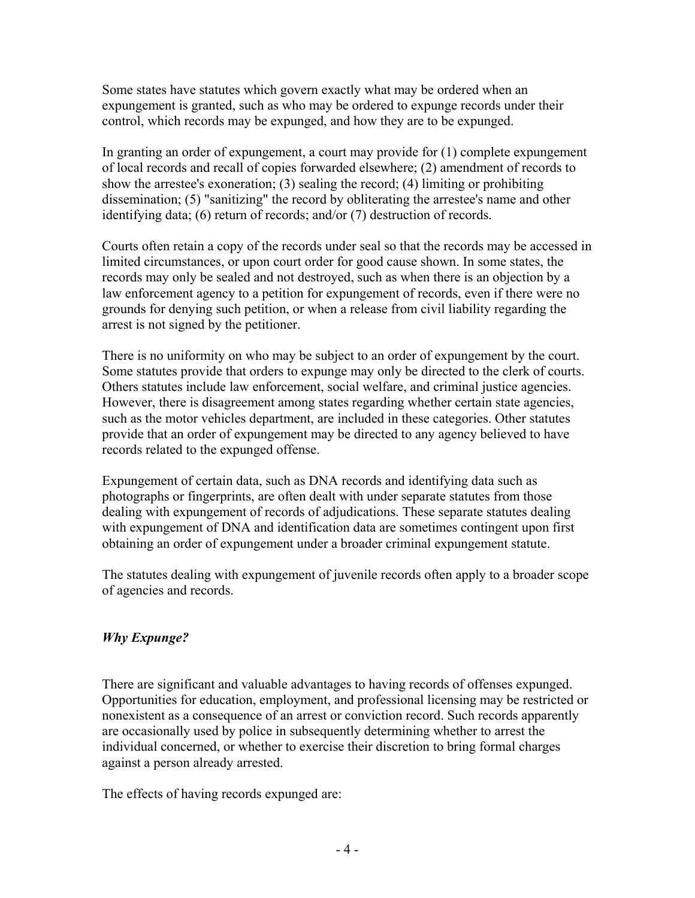Some states have statutes which govern exactly what may be ordered when an expungement is granted, such as who may be ordered to expunge records under their control, which records may be expunged, and how they are to be expunged.

In granting an order of expungement, a court may provide for (1) complete expungement of local records and recall of copies forwarded elsewhere; (2) amendment of records to show the arrestee's exoneration; (3) sealing the record; (4) limiting or prohibiting dissemination; (5) "sanitizing" the record by obliterating the arrestee's name and other identifying data; (6) return of records; and/or (7) destruction of records.

Courts often retain a copy of the records under seal so that the records may be accessed in limited circumstances, or upon court order for good cause shown. In some states, the records may only be sealed and not destroyed, such as when there is an objection by a law enforcement agency to a petition for expungement of records, even if there were no grounds for denying such petition, or when a release from civil liability regarding the arrest is not signed by the petitioner.

There is no uniformity on who may be subject to an order of expungement by the court. Some statutes provide that orders to expunge may only be directed to the clerk of courts. Others statutes include law enforcement, social welfare, and criminal justice agencies. However, there is disagreement among states regarding whether certain state agencies, such as the motor vehicles department, are included in these categories. Other statutes provide that an order of expungement may be directed to any agency believed to have records related to the expunged offense.

Expungement of certain data, such as DNA records and identifying data such as photographs or fingerprints, are often dealt with under separate statutes from those dealing with expungement of records of adjudications. These separate statutes dealing with expungement of DNA and identification data are sometimes contingent upon first obtaining an order of expungement under a broader criminal expungement statute.

The statutes dealing with expungement of juvenile records often apply to a broader scope of agencies and records.

### *Why Expunge?*

There are significant and valuable advantages to having records of offenses expunged. Opportunities for education, employment, and professional licensing may be restricted or nonexistent as a consequence of an arrest or conviction record. Such records apparently are occasionally used by police in subsequently determining whether to arrest the individual concerned, or whether to exercise their discretion to bring formal charges against a person already arrested.

The effects of having records expunged are: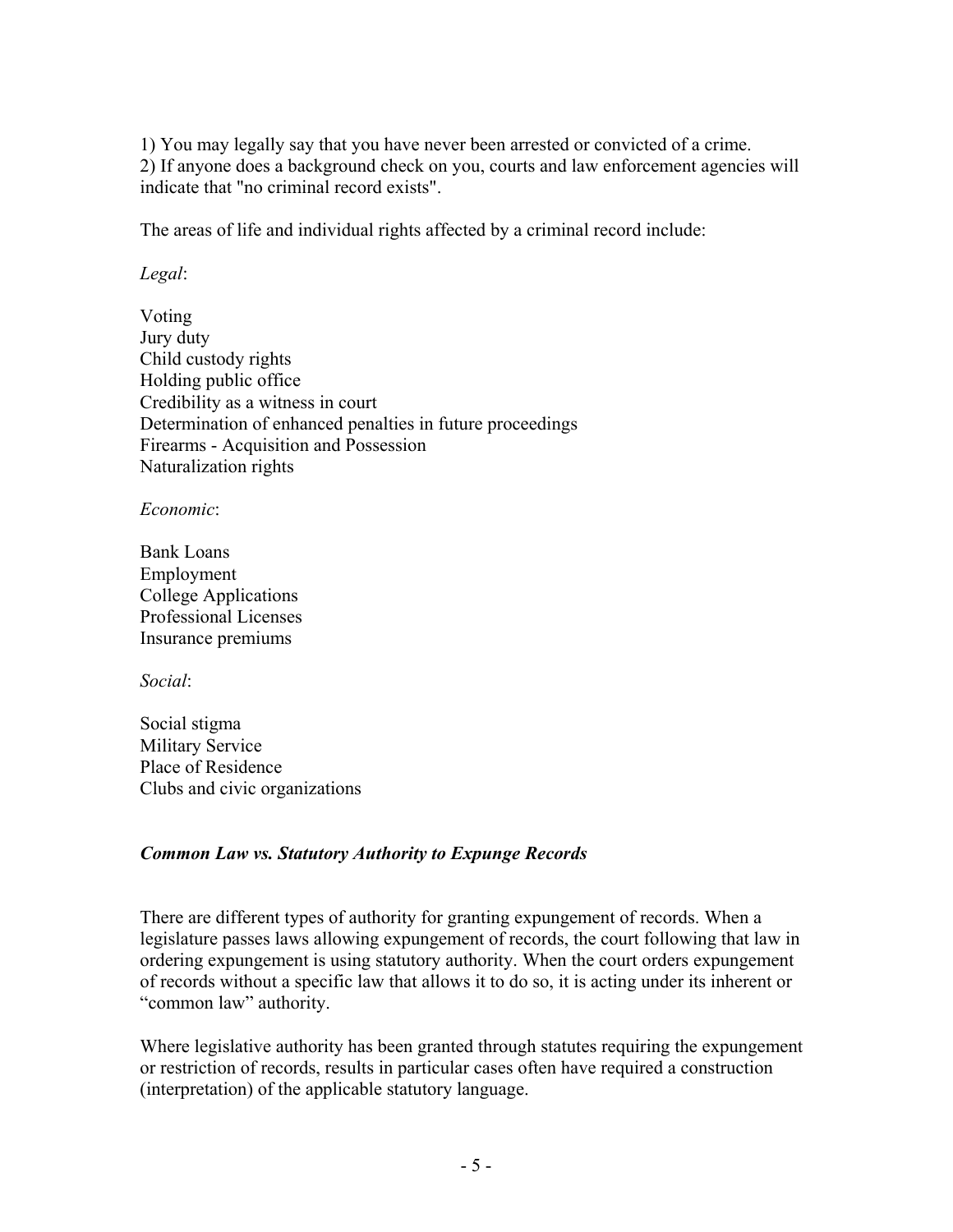1) You may legally say that you have never been arrested or convicted of a crime.
2) If anyone does a background check on you, courts and law enforcement agencies will indicate that "no criminal record exists".

The areas of life and individual rights affected by a criminal record include:

*Legal*:

Voting
Jury duty
Child custody rights
Holding public office
Credibility as a witness in court
Determination of enhanced penalties in future proceedings
Firearms - Acquisition and Possession
Naturalization rights

*Economic*:

Bank Loans
Employment
College Applications
Professional Licenses
Insurance premiums

*Social*:

Social stigma
Military Service
Place of Residence
Clubs and civic organizations

### ***Common Law vs. Statutory Authority to Expunge Records***

There are different types of authority for granting expungement of records. When a legislature passes laws allowing expungement of records, the court following that law in ordering expungement is using statutory authority. When the court orders expungement of records without a specific law that allows it to do so, it is acting under its inherent or "common law" authority.

Where legislative authority has been granted through statutes requiring the expungement or restriction of records, results in particular cases often have required a construction (interpretation) of the applicable statutory language.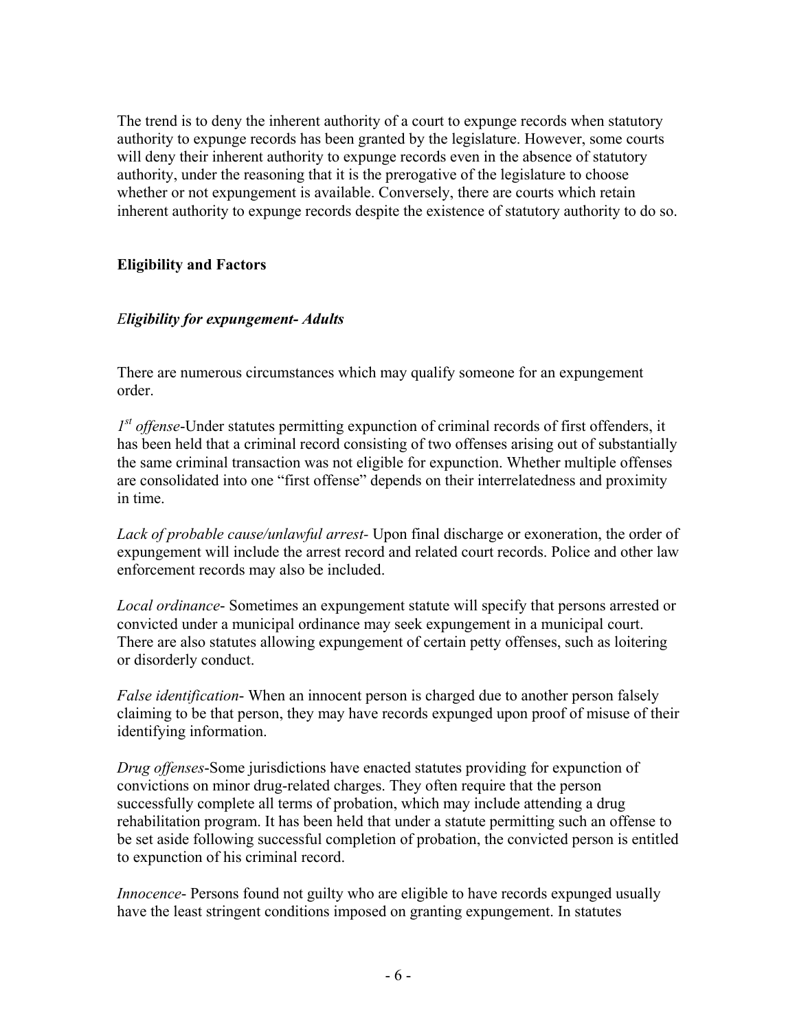The trend is to deny the inherent authority of a court to expunge records when statutory authority to expunge records has been granted by the legislature. However, some courts will deny their inherent authority to expunge records even in the absence of statutory authority, under the reasoning that it is the prerogative of the legislature to choose whether or not expungement is available. Conversely, there are courts which retain inherent authority to expunge records despite the existence of statutory authority to do so.

## Eligibility and Factors

### *Eligibility for expungement- Adults*

There are numerous circumstances which may qualify someone for an expungement order.

*1st offense*-Under statutes permitting expunction of criminal records of first offenders, it has been held that a criminal record consisting of two offenses arising out of substantially the same criminal transaction was not eligible for expunction. Whether multiple offenses are consolidated into one "first offense" depends on their interrelatedness and proximity in time.

*Lack of probable cause/unlawful arrest*- Upon final discharge or exoneration, the order of expungement will include the arrest record and related court records. Police and other law enforcement records may also be included.

*Local ordinance*- Sometimes an expungement statute will specify that persons arrested or convicted under a municipal ordinance may seek expungement in a municipal court. There are also statutes allowing expungement of certain petty offenses, such as loitering or disorderly conduct.

*False identification*- When an innocent person is charged due to another person falsely claiming to be that person, they may have records expunged upon proof of misuse of their identifying information.

*Drug offenses*-Some jurisdictions have enacted statutes providing for expunction of convictions on minor drug-related charges. They often require that the person successfully complete all terms of probation, which may include attending a drug rehabilitation program. It has been held that under a statute permitting such an offense to be set aside following successful completion of probation, the convicted person is entitled to expunction of his criminal record.

*Innocence*- Persons found not guilty who are eligible to have records expunged usually have the least stringent conditions imposed on granting expungement. In statutes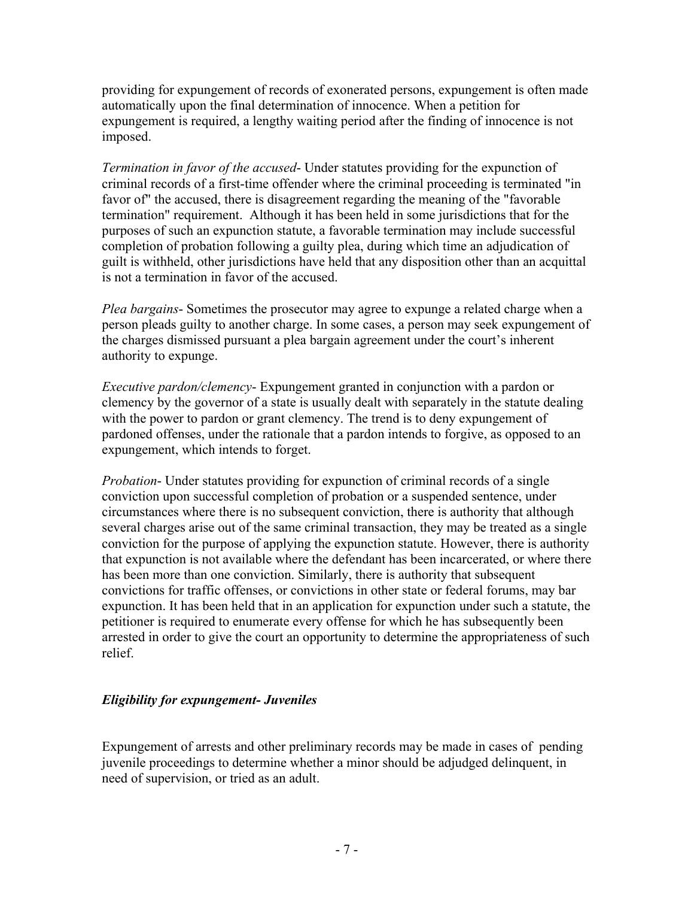providing for expungement of records of exonerated persons, expungement is often made automatically upon the final determination of innocence. When a petition for expungement is required, a lengthy waiting period after the finding of innocence is not imposed.

*Termination in favor of the accused*- Under statutes providing for the expunction of criminal records of a first-time offender where the criminal proceeding is terminated "in favor of" the accused, there is disagreement regarding the meaning of the "favorable termination" requirement. Although it has been held in some jurisdictions that for the purposes of such an expunction statute, a favorable termination may include successful completion of probation following a guilty plea, during which time an adjudication of guilt is withheld, other jurisdictions have held that any disposition other than an acquittal is not a termination in favor of the accused.

*Plea bargains*- Sometimes the prosecutor may agree to expunge a related charge when a person pleads guilty to another charge. In some cases, a person may seek expungement of the charges dismissed pursuant a plea bargain agreement under the court's inherent authority to expunge.

*Executive pardon/clemency*- Expungement granted in conjunction with a pardon or clemency by the governor of a state is usually dealt with separately in the statute dealing with the power to pardon or grant clemency. The trend is to deny expungement of pardoned offenses, under the rationale that a pardon intends to forgive, as opposed to an expungement, which intends to forget.

*Probation*- Under statutes providing for expunction of criminal records of a single conviction upon successful completion of probation or a suspended sentence, under circumstances where there is no subsequent conviction, there is authority that although several charges arise out of the same criminal transaction, they may be treated as a single conviction for the purpose of applying the expunction statute. However, there is authority that expunction is not available where the defendant has been incarcerated, or where there has been more than one conviction. Similarly, there is authority that subsequent convictions for traffic offenses, or convictions in other state or federal forums, may bar expunction. It has been held that in an application for expunction under such a statute, the petitioner is required to enumerate every offense for which he has subsequently been arrested in order to give the court an opportunity to determine the appropriateness of such relief.

### *Eligibility for expungement- Juveniles*

Expungement of arrests and other preliminary records may be made in cases of pending juvenile proceedings to determine whether a minor should be adjudged delinquent, in need of supervision, or tried as an adult.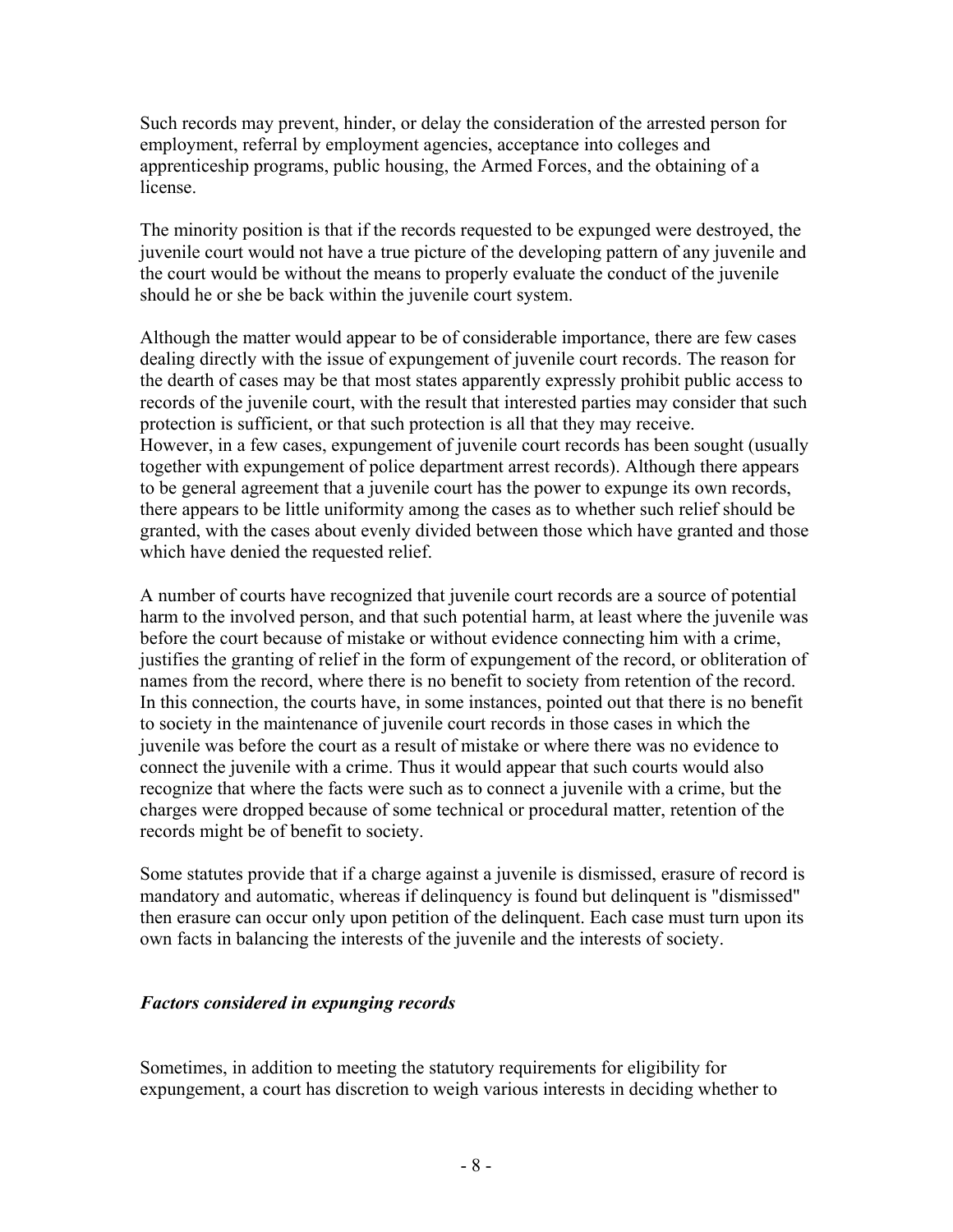Such records may prevent, hinder, or delay the consideration of the arrested person for employment, referral by employment agencies, acceptance into colleges and apprenticeship programs, public housing, the Armed Forces, and the obtaining of a license.

The minority position is that if the records requested to be expunged were destroyed, the juvenile court would not have a true picture of the developing pattern of any juvenile and the court would be without the means to properly evaluate the conduct of the juvenile should he or she be back within the juvenile court system.

Although the matter would appear to be of considerable importance, there are few cases dealing directly with the issue of expungement of juvenile court records. The reason for the dearth of cases may be that most states apparently expressly prohibit public access to records of the juvenile court, with the result that interested parties may consider that such protection is sufficient, or that such protection is all that they may receive.
However, in a few cases, expungement of juvenile court records has been sought (usually together with expungement of police department arrest records). Although there appears to be general agreement that a juvenile court has the power to expunge its own records, there appears to be little uniformity among the cases as to whether such relief should be granted, with the cases about evenly divided between those which have granted and those which have denied the requested relief.

A number of courts have recognized that juvenile court records are a source of potential harm to the involved person, and that such potential harm, at least where the juvenile was before the court because of mistake or without evidence connecting him with a crime, justifies the granting of relief in the form of expungement of the record, or obliteration of names from the record, where there is no benefit to society from retention of the record. In this connection, the courts have, in some instances, pointed out that there is no benefit to society in the maintenance of juvenile court records in those cases in which the juvenile was before the court as a result of mistake or where there was no evidence to connect the juvenile with a crime. Thus it would appear that such courts would also recognize that where the facts were such as to connect a juvenile with a crime, but the charges were dropped because of some technical or procedural matter, retention of the records might be of benefit to society.

Some statutes provide that if a charge against a juvenile is dismissed, erasure of record is mandatory and automatic, whereas if delinquency is found but delinquent is "dismissed" then erasure can occur only upon petition of the delinquent. Each case must turn upon its own facts in balancing the interests of the juvenile and the interests of society.

### ***Factors considered in expunging records***

Sometimes, in addition to meeting the statutory requirements for eligibility for expungement, a court has discretion to weigh various interests in deciding whether to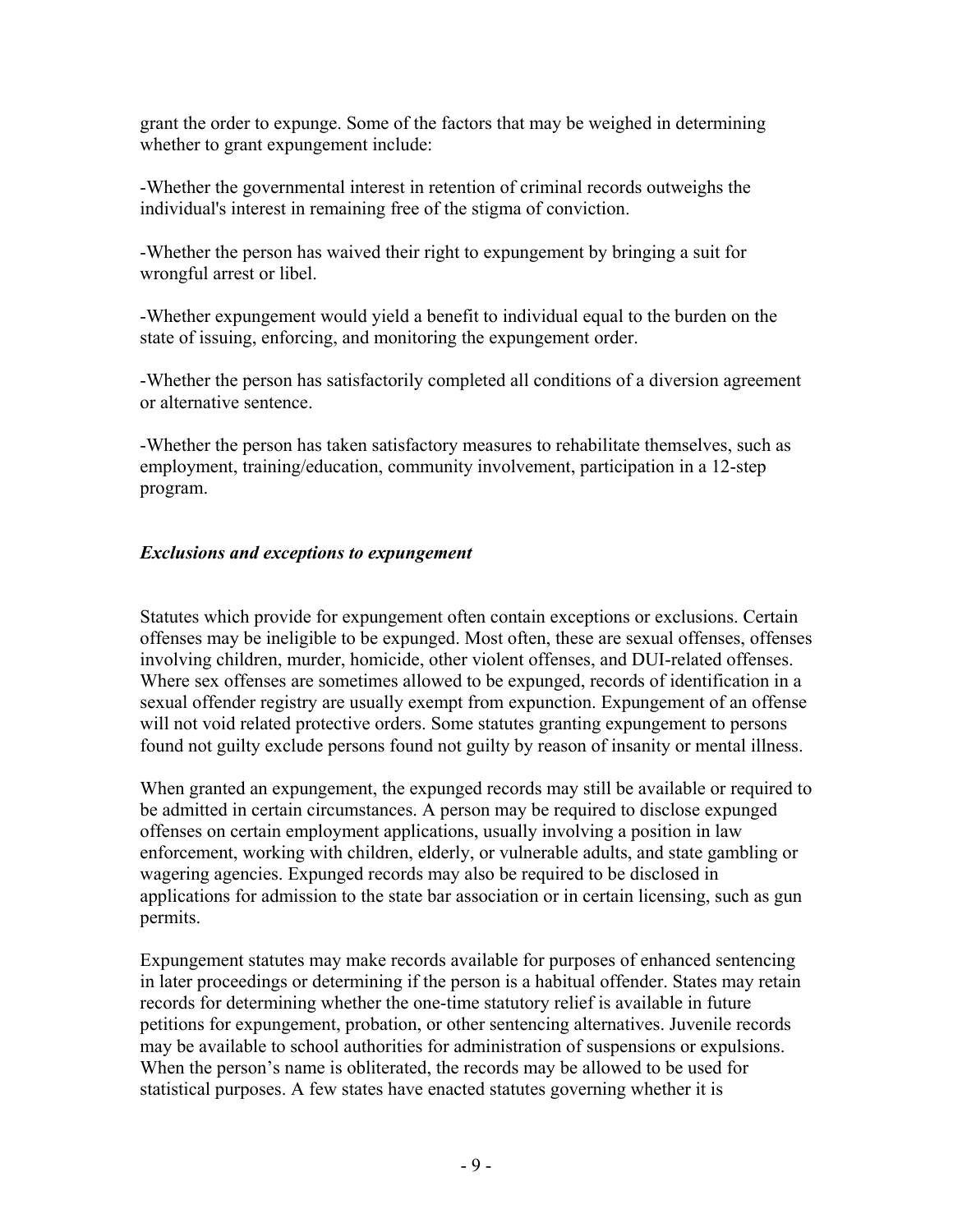grant the order to expunge. Some of the factors that may be weighed in determining whether to grant expungement include:

-Whether the governmental interest in retention of criminal records outweighs the individual's interest in remaining free of the stigma of conviction.

-Whether the person has waived their right to expungement by bringing a suit for wrongful arrest or libel.

-Whether expungement would yield a benefit to individual equal to the burden on the state of issuing, enforcing, and monitoring the expungement order.

-Whether the person has satisfactorily completed all conditions of a diversion agreement or alternative sentence.

-Whether the person has taken satisfactory measures to rehabilitate themselves, such as employment, training/education, community involvement, participation in a 12-step program.

### *Exclusions and exceptions to expungement*

Statutes which provide for expungement often contain exceptions or exclusions. Certain offenses may be ineligible to be expunged. Most often, these are sexual offenses, offenses involving children, murder, homicide, other violent offenses, and DUI-related offenses. Where sex offenses are sometimes allowed to be expunged, records of identification in a sexual offender registry are usually exempt from expunction. Expungement of an offense will not void related protective orders. Some statutes granting expungement to persons found not guilty exclude persons found not guilty by reason of insanity or mental illness.

When granted an expungement, the expunged records may still be available or required to be admitted in certain circumstances. A person may be required to disclose expunged offenses on certain employment applications, usually involving a position in law enforcement, working with children, elderly, or vulnerable adults, and state gambling or wagering agencies. Expunged records may also be required to be disclosed in applications for admission to the state bar association or in certain licensing, such as gun permits.

Expungement statutes may make records available for purposes of enhanced sentencing in later proceedings or determining if the person is a habitual offender. States may retain records for determining whether the one-time statutory relief is available in future petitions for expungement, probation, or other sentencing alternatives. Juvenile records may be available to school authorities for administration of suspensions or expulsions. When the person's name is obliterated, the records may be allowed to be used for statistical purposes. A few states have enacted statutes governing whether it is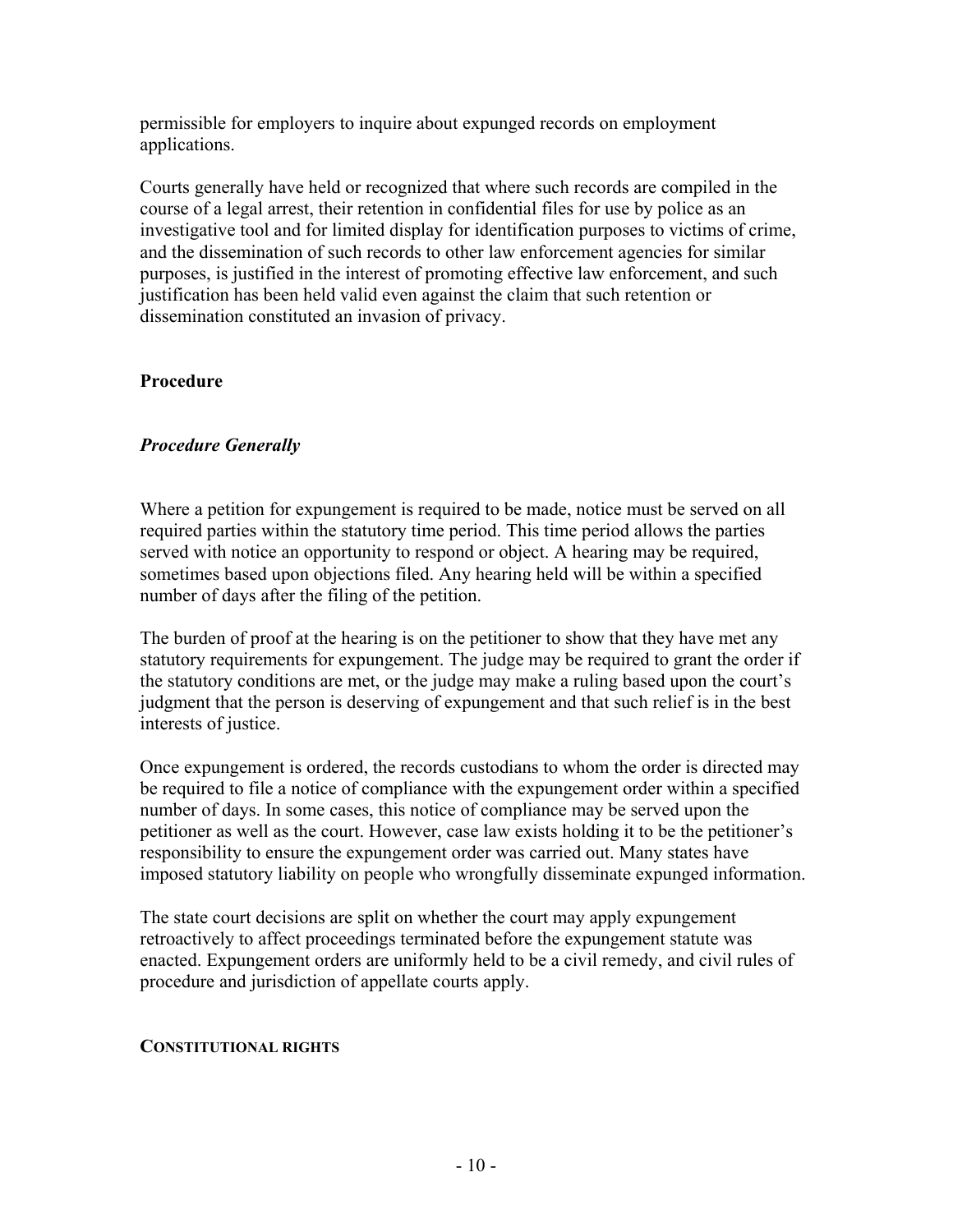permissible for employers to inquire about expunged records on employment applications.

Courts generally have held or recognized that where such records are compiled in the course of a legal arrest, their retention in confidential files for use by police as an investigative tool and for limited display for identification purposes to victims of crime, and the dissemination of such records to other law enforcement agencies for similar purposes, is justified in the interest of promoting effective law enforcement, and such justification has been held valid even against the claim that such retention or dissemination constituted an invasion of privacy.

## Procedure

### *Procedure Generally*

Where a petition for expungement is required to be made, notice must be served on all required parties within the statutory time period. This time period allows the parties served with notice an opportunity to respond or object. A hearing may be required, sometimes based upon objections filed. Any hearing held will be within a specified number of days after the filing of the petition.

The burden of proof at the hearing is on the petitioner to show that they have met any statutory requirements for expungement. The judge may be required to grant the order if the statutory conditions are met, or the judge may make a ruling based upon the court's judgment that the person is deserving of expungement and that such relief is in the best interests of justice.

Once expungement is ordered, the records custodians to whom the order is directed may be required to file a notice of compliance with the expungement order within a specified number of days. In some cases, this notice of compliance may be served upon the petitioner as well as the court. However, case law exists holding it to be the petitioner's responsibility to ensure the expungement order was carried out. Many states have imposed statutory liability on people who wrongfully disseminate expunged information.

The state court decisions are split on whether the court may apply expungement retroactively to affect proceedings terminated before the expungement statute was enacted. Expungement orders are uniformly held to be a civil remedy, and civil rules of procedure and jurisdiction of appellate courts apply.

## CONSTITUTIONAL RIGHTS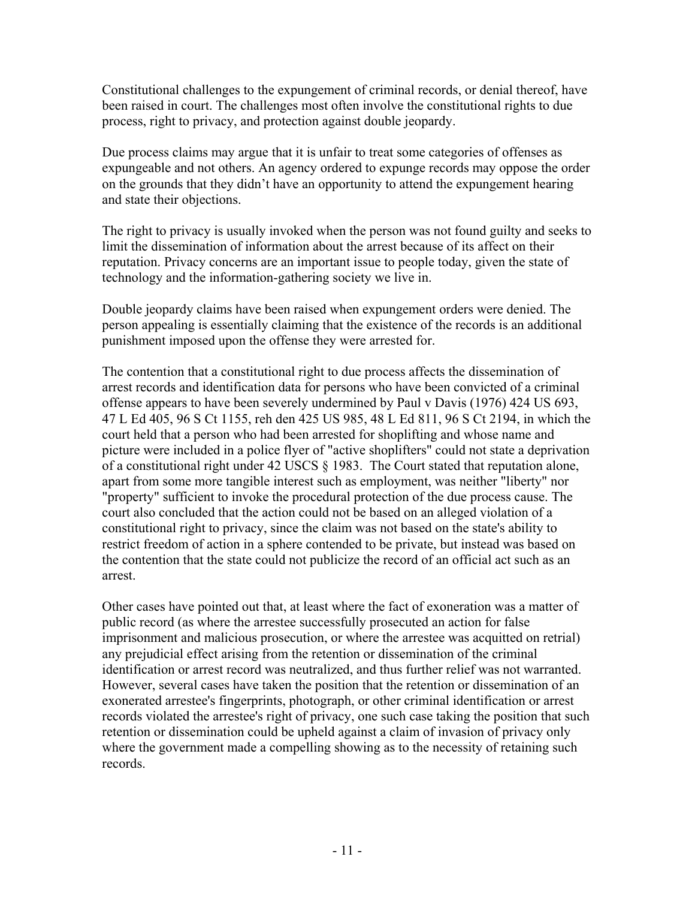Constitutional challenges to the expungement of criminal records, or denial thereof, have been raised in court. The challenges most often involve the constitutional rights to due process, right to privacy, and protection against double jeopardy.

Due process claims may argue that it is unfair to treat some categories of offenses as expungeable and not others. An agency ordered to expunge records may oppose the order on the grounds that they didn't have an opportunity to attend the expungement hearing and state their objections.

The right to privacy is usually invoked when the person was not found guilty and seeks to limit the dissemination of information about the arrest because of its affect on their reputation. Privacy concerns are an important issue to people today, given the state of technology and the information-gathering society we live in.

Double jeopardy claims have been raised when expungement orders were denied. The person appealing is essentially claiming that the existence of the records is an additional punishment imposed upon the offense they were arrested for.

The contention that a constitutional right to due process affects the dissemination of arrest records and identification data for persons who have been convicted of a criminal offense appears to have been severely undermined by Paul v Davis (1976) 424 US 693, 47 L Ed 405, 96 S Ct 1155, reh den 425 US 985, 48 L Ed 811, 96 S Ct 2194, in which the court held that a person who had been arrested for shoplifting and whose name and picture were included in a police flyer of "active shoplifters" could not state a deprivation of a constitutional right under 42 USCS § 1983. The Court stated that reputation alone, apart from some more tangible interest such as employment, was neither "liberty" nor "property" sufficient to invoke the procedural protection of the due process cause. The court also concluded that the action could not be based on an alleged violation of a constitutional right to privacy, since the claim was not based on the state's ability to restrict freedom of action in a sphere contended to be private, but instead was based on the contention that the state could not publicize the record of an official act such as an arrest.

Other cases have pointed out that, at least where the fact of exoneration was a matter of public record (as where the arrestee successfully prosecuted an action for false imprisonment and malicious prosecution, or where the arrestee was acquitted on retrial) any prejudicial effect arising from the retention or dissemination of the criminal identification or arrest record was neutralized, and thus further relief was not warranted. However, several cases have taken the position that the retention or dissemination of an exonerated arrestee's fingerprints, photograph, or other criminal identification or arrest records violated the arrestee's right of privacy, one such case taking the position that such retention or dissemination could be upheld against a claim of invasion of privacy only where the government made a compelling showing as to the necessity of retaining such records.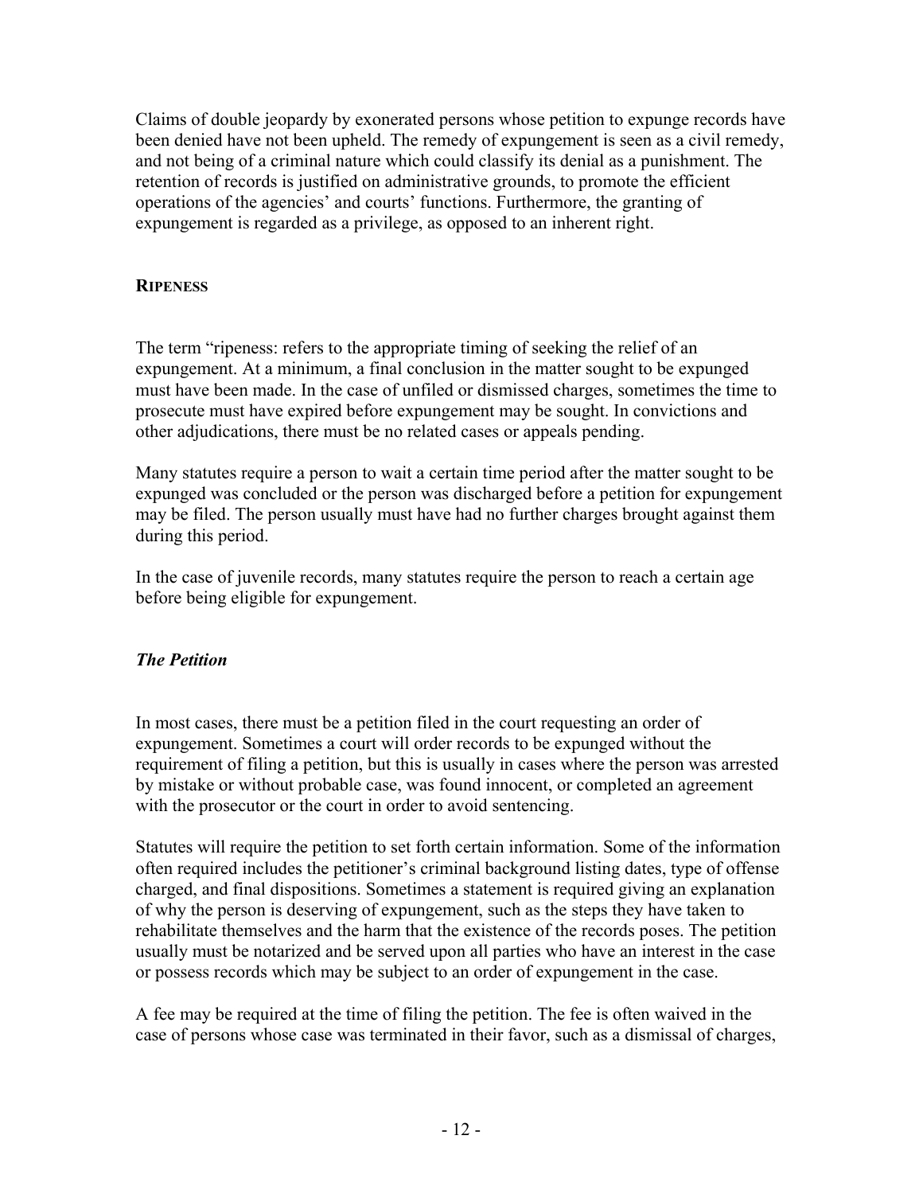Claims of double jeopardy by exonerated persons whose petition to expunge records have been denied have not been upheld. The remedy of expungement is seen as a civil remedy, and not being of a criminal nature which could classify its denial as a punishment. The retention of records is justified on administrative grounds, to promote the efficient operations of the agencies' and courts' functions. Furthermore, the granting of expungement is regarded as a privilege, as opposed to an inherent right.

## RIPENESS

The term "ripeness: refers to the appropriate timing of seeking the relief of an expungement. At a minimum, a final conclusion in the matter sought to be expunged must have been made. In the case of unfiled or dismissed charges, sometimes the time to prosecute must have expired before expungement may be sought. In convictions and other adjudications, there must be no related cases or appeals pending.

Many statutes require a person to wait a certain time period after the matter sought to be expunged was concluded or the person was discharged before a petition for expungement may be filed. The person usually must have had no further charges brought against them during this period.

In the case of juvenile records, many statutes require the person to reach a certain age before being eligible for expungement.

### *The Petition*

In most cases, there must be a petition filed in the court requesting an order of expungement. Sometimes a court will order records to be expunged without the requirement of filing a petition, but this is usually in cases where the person was arrested by mistake or without probable case, was found innocent, or completed an agreement with the prosecutor or the court in order to avoid sentencing.

Statutes will require the petition to set forth certain information. Some of the information often required includes the petitioner's criminal background listing dates, type of offense charged, and final dispositions. Sometimes a statement is required giving an explanation of why the person is deserving of expungement, such as the steps they have taken to rehabilitate themselves and the harm that the existence of the records poses. The petition usually must be notarized and be served upon all parties who have an interest in the case or possess records which may be subject to an order of expungement in the case.

A fee may be required at the time of filing the petition. The fee is often waived in the case of persons whose case was terminated in their favor, such as a dismissal of charges,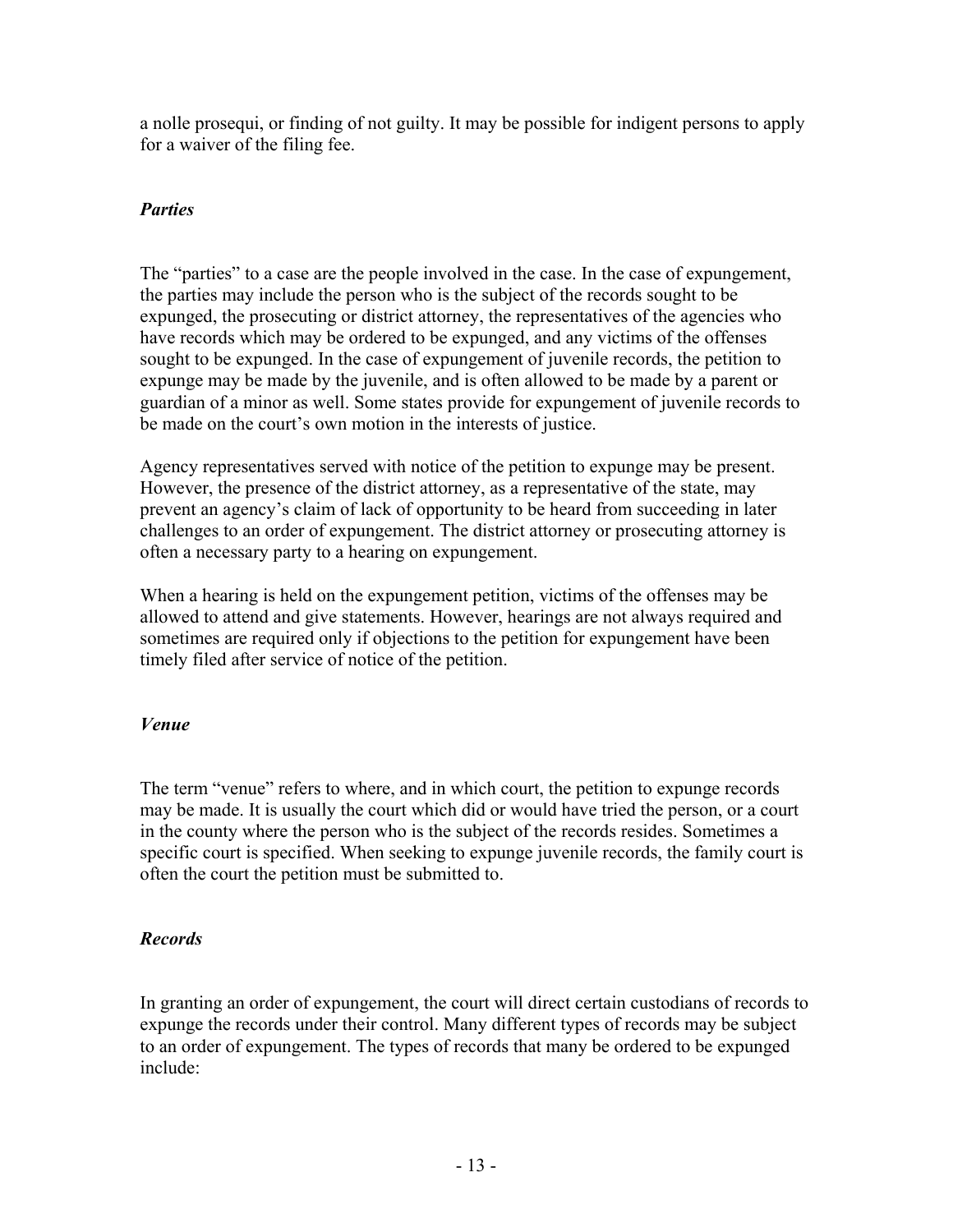a nolle prosequi, or finding of not guilty. It may be possible for indigent persons to apply for a waiver of the filing fee.

### *Parties*

The "parties" to a case are the people involved in the case. In the case of expungement, the parties may include the person who is the subject of the records sought to be expunged, the prosecuting or district attorney, the representatives of the agencies who have records which may be ordered to be expunged, and any victims of the offenses sought to be expunged. In the case of expungement of juvenile records, the petition to expunge may be made by the juvenile, and is often allowed to be made by a parent or guardian of a minor as well. Some states provide for expungement of juvenile records to be made on the court's own motion in the interests of justice.

Agency representatives served with notice of the petition to expunge may be present. However, the presence of the district attorney, as a representative of the state, may prevent an agency's claim of lack of opportunity to be heard from succeeding in later challenges to an order of expungement. The district attorney or prosecuting attorney is often a necessary party to a hearing on expungement.

When a hearing is held on the expungement petition, victims of the offenses may be allowed to attend and give statements. However, hearings are not always required and sometimes are required only if objections to the petition for expungement have been timely filed after service of notice of the petition.

### *Venue*

The term "venue" refers to where, and in which court, the petition to expunge records may be made. It is usually the court which did or would have tried the person, or a court in the county where the person who is the subject of the records resides. Sometimes a specific court is specified. When seeking to expunge juvenile records, the family court is often the court the petition must be submitted to.

### *Records*

In granting an order of expungement, the court will direct certain custodians of records to expunge the records under their control. Many different types of records may be subject to an order of expungement. The types of records that many be ordered to be expunged include: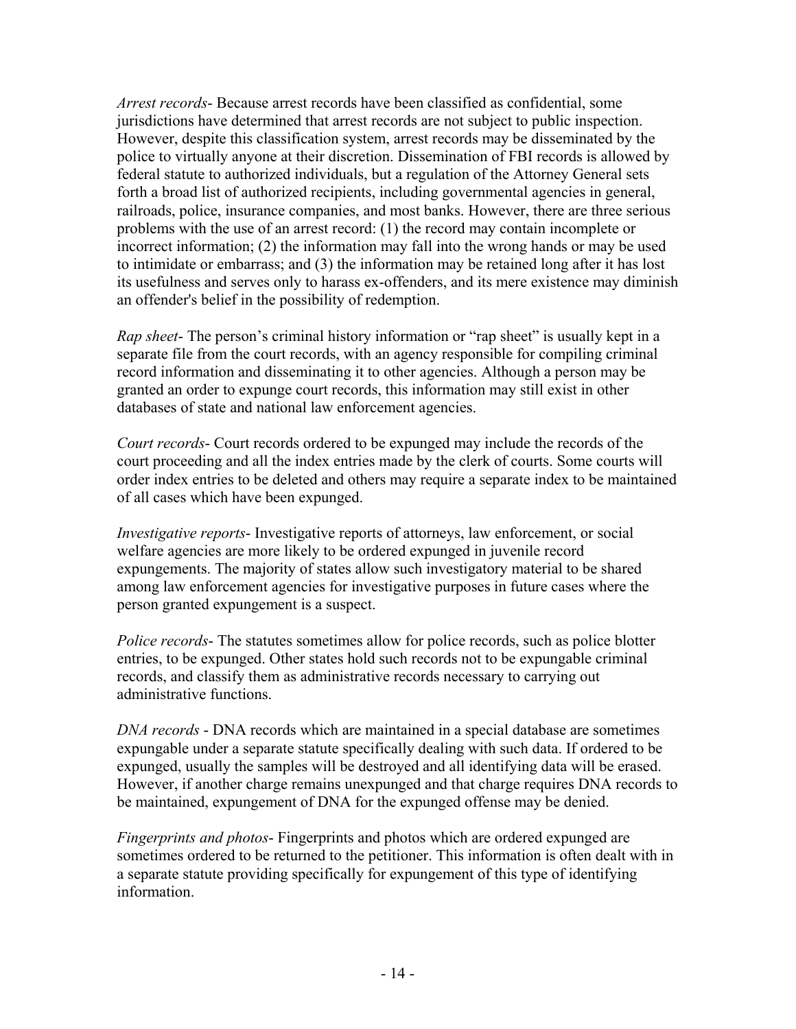*Arrest records*- Because arrest records have been classified as confidential, some jurisdictions have determined that arrest records are not subject to public inspection. However, despite this classification system, arrest records may be disseminated by the police to virtually anyone at their discretion. Dissemination of FBI records is allowed by federal statute to authorized individuals, but a regulation of the Attorney General sets forth a broad list of authorized recipients, including governmental agencies in general, railroads, police, insurance companies, and most banks. However, there are three serious problems with the use of an arrest record: (1) the record may contain incomplete or incorrect information; (2) the information may fall into the wrong hands or may be used to intimidate or embarrass; and (3) the information may be retained long after it has lost its usefulness and serves only to harass ex-offenders, and its mere existence may diminish an offender's belief in the possibility of redemption.

*Rap sheet*- The person's criminal history information or "rap sheet" is usually kept in a separate file from the court records, with an agency responsible for compiling criminal record information and disseminating it to other agencies. Although a person may be granted an order to expunge court records, this information may still exist in other databases of state and national law enforcement agencies.

*Court records*- Court records ordered to be expunged may include the records of the court proceeding and all the index entries made by the clerk of courts. Some courts will order index entries to be deleted and others may require a separate index to be maintained of all cases which have been expunged.

*Investigative reports*- Investigative reports of attorneys, law enforcement, or social welfare agencies are more likely to be ordered expunged in juvenile record expungements. The majority of states allow such investigatory material to be shared among law enforcement agencies for investigative purposes in future cases where the person granted expungement is a suspect.

*Police records*- The statutes sometimes allow for police records, such as police blotter entries, to be expunged. Other states hold such records not to be expungable criminal records, and classify them as administrative records necessary to carrying out administrative functions.

*DNA records* - DNA records which are maintained in a special database are sometimes expungable under a separate statute specifically dealing with such data. If ordered to be expunged, usually the samples will be destroyed and all identifying data will be erased. However, if another charge remains unexpunged and that charge requires DNA records to be maintained, expungement of DNA for the expunged offense may be denied.

*Fingerprints and photos*- Fingerprints and photos which are ordered expunged are sometimes ordered to be returned to the petitioner. This information is often dealt with in a separate statute providing specifically for expungement of this type of identifying information.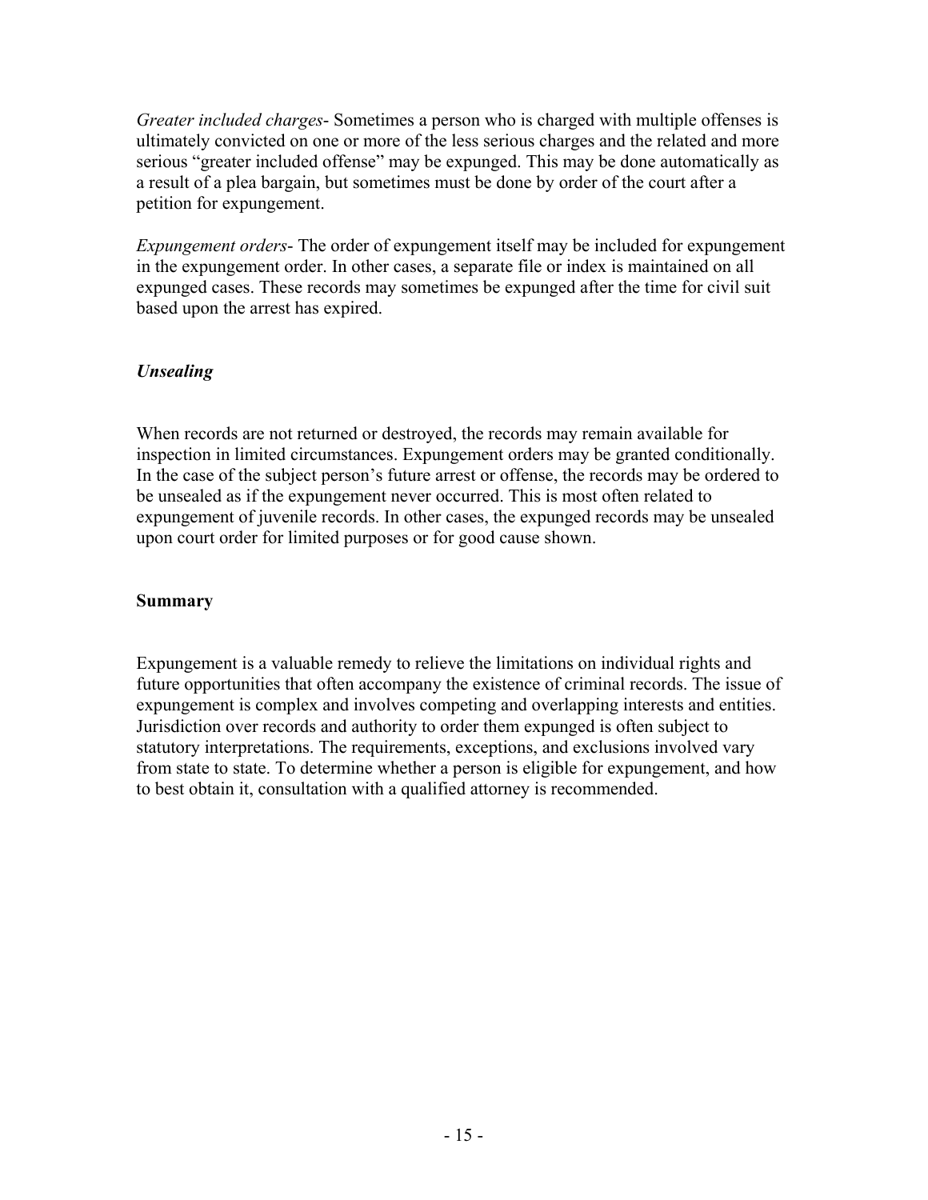*Greater included charges*- Sometimes a person who is charged with multiple offenses is ultimately convicted on one or more of the less serious charges and the related and more serious "greater included offense" may be expunged. This may be done automatically as a result of a plea bargain, but sometimes must be done by order of the court after a petition for expungement.

*Expungement orders*- The order of expungement itself may be included for expungement in the expungement order. In other cases, a separate file or index is maintained on all expunged cases. These records may sometimes be expunged after the time for civil suit based upon the arrest has expired.

### *Unsealing*

When records are not returned or destroyed, the records may remain available for inspection in limited circumstances. Expungement orders may be granted conditionally. In the case of the subject person's future arrest or offense, the records may be ordered to be unsealed as if the expungement never occurred. This is most often related to expungement of juvenile records. In other cases, the expunged records may be unsealed upon court order for limited purposes or for good cause shown.

## Summary

Expungement is a valuable remedy to relieve the limitations on individual rights and future opportunities that often accompany the existence of criminal records. The issue of expungement is complex and involves competing and overlapping interests and entities. Jurisdiction over records and authority to order them expunged is often subject to statutory interpretations. The requirements, exceptions, and exclusions involved vary from state to state. To determine whether a person is eligible for expungement, and how to best obtain it, consultation with a qualified attorney is recommended.